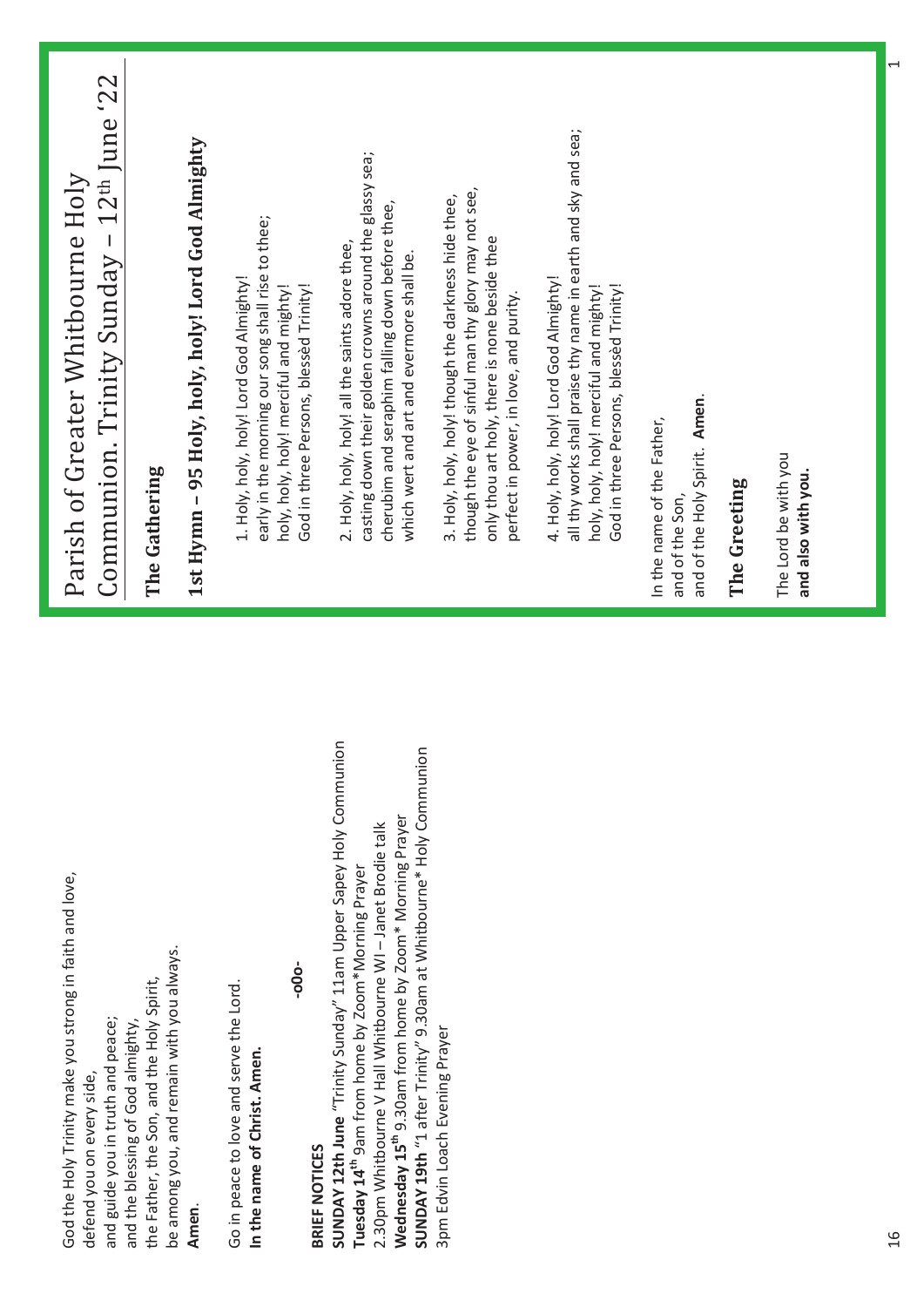God the Holy Trinity make you strong in faith and love,
defend you on every side,
and guide you in truth and peace;
and the blessing of God almighty,
the Father, the Son, and the Holy Spirit,
be among you, and remain with you always.
**Amen**.

Go in peace to love and serve the Lord.
**In the name of Christ. Amen.**

**-o0o-**

**BRIEF NOTICES**
**SUNDAY 12th June** "Trinity Sunday" 11am Upper Sapey Holy Communion
**Tuesday 14th** 9am from home by Zoom*Morning Prayer
2.30pm Whitbourne V Hall Whitbourne WI – Janet Brodie talk
**Wednesday 15th** 9.30am from home by Zoom* Morning Prayer
**SUNDAY 19th** "1 after Trinity" 9.30am at Whitbourne* Holy Communion
3pm Edvin Loach Evening Prayer

# Parish of Greater Whitbourne Holy Communion. Trinity Sunday – 12th June '22

## The Gathering

## 1st Hymn – 95 Holy, holy, holy! Lord God Almighty

1. Holy, holy, holy! Lord God Almighty!
early in the morning our song shall rise to thee;
holy, holy, holy! merciful and mighty!
God in three Persons, blessèd Trinity!

2. Holy, holy, holy! all the saints adore thee,
casting down their golden crowns around the glassy sea;
cherubim and seraphim falling down before thee,
which wert and art and evermore shall be.

3. Holy, holy, holy! though the darkness hide thee,
though the eye of sinful man thy glory may not see,
only thou art holy, there is none beside thee
perfect in power, in love, and purity.

4. Holy, holy, holy! Lord God Almighty!
all thy works shall praise thy name in earth and sky and sea;
holy, holy, holy! merciful and mighty!
God in three Persons, blessèd Trinity!

In the name of the Father,
and of the Son,
and of the Holy Spirit. **Amen**.

## The Greeting

The Lord be with you
**and also with you.**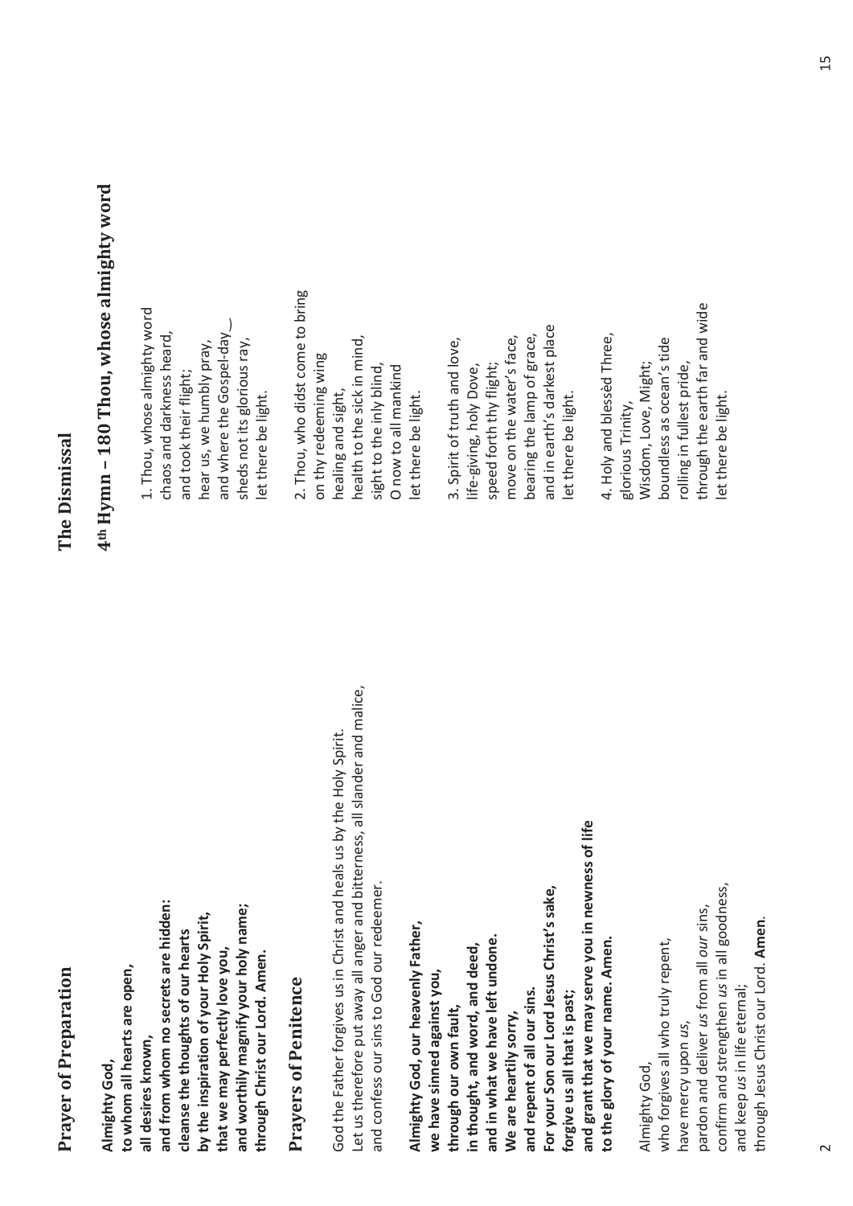## Prayer of Preparation

**Almighty God,**
**to whom all hearts are open,**
**all desires known,**
**and from whom no secrets are hidden:**
**cleanse the thoughts of our hearts**
**by the inspiration of your Holy Spirit,**
**that we may perfectly love you,**
**and worthily magnify your holy name;**
**through Christ our Lord. Amen.**

## Prayers of Penitence

God the Father forgives us in Christ and heals us by the Holy Spirit.
Let us therefore put away all anger and bitterness, all slander and malice,
and confess our sins to God our redeemer.

**Almighty God, our heavenly Father,**
**we have sinned against you,**
**through our own fault,**
**in thought, and word, and deed,**
**and in what we have left undone.**
**We are heartily sorry,**
**and repent of all our sins.**
**For your Son our Lord Jesus Christ's sake,**
**forgive us all that is past;**
**and grant that we may serve you in newness of life**
**to the glory of your name. Amen.**

Almighty God,
who forgives all who truly repent,
have mercy upon *us*,
pardon and deliver *us* from all *our* sins,
confirm and strengthen *us* in all goodness,
and keep *us* in life eternal;
through Jesus Christ our Lord. **Amen**.

## The Dismissal

## 4th Hymn – 180 Thou, whose almighty word

1. Thou, whose almighty word
chaos and darkness heard,
and took their flight;
hear us, we humbly pray,
and where the Gospel-day
sheds not its glorious ray,
let there be light.

2. Thou, who didst come to bring
on thy redeeming wing
healing and sight,
health to the sick in mind,
sight to the inly blind,
O now to all mankind
let there be light.

3. Spirit of truth and love,
life-giving, holy Dove,
speed forth thy flight;
move on the water's face,
bearing the lamp of grace,
and in earth's darkest place
let there be light.

4. Holy and blessèd Three,
glorious Trinity,
Wisdom, Love, Might;
boundless as ocean's tide
rolling in fullest pride,
through the earth far and wide
let there be light.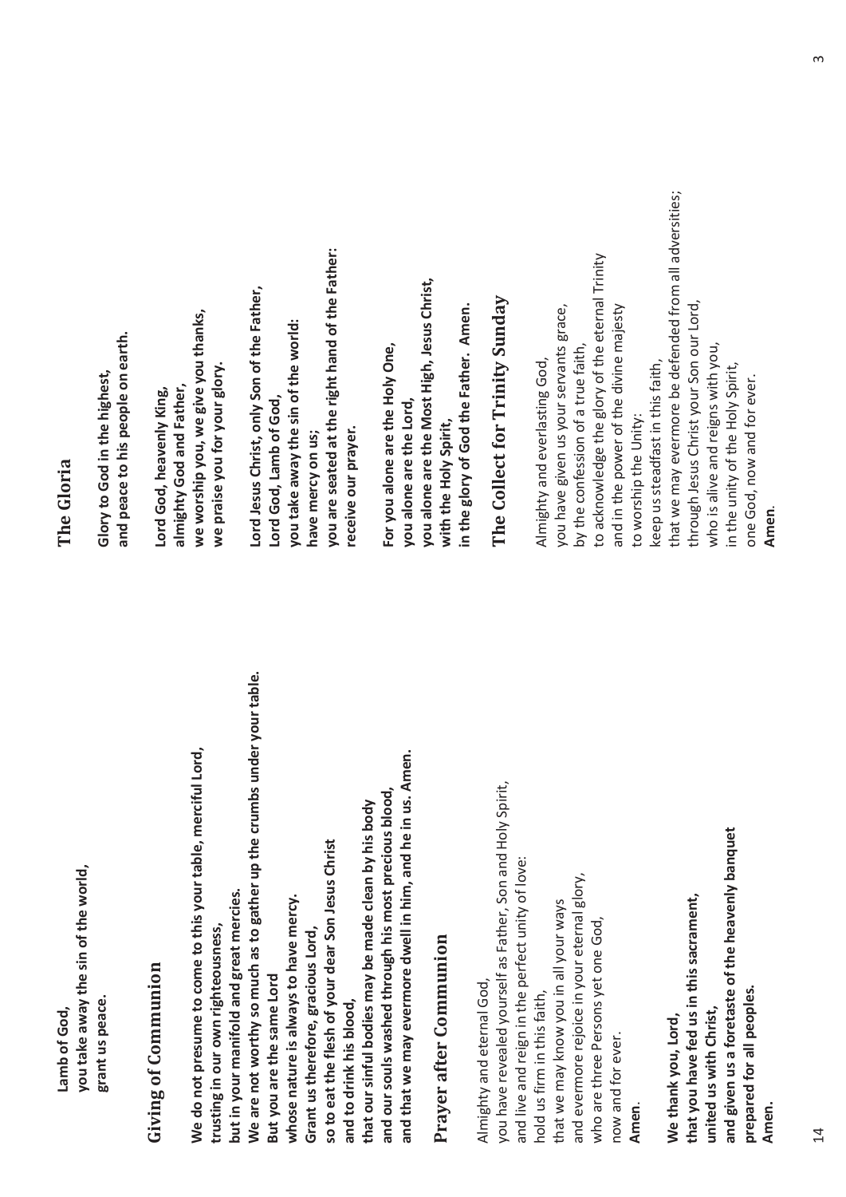**Lamb of God,**
**you take away the sin of the world,**
**grant us peace.**

## Giving of Communion

**We do not presume to come to this your table, merciful Lord,**
**trusting in our own righteousness,**
**but in your manifold and great mercies.**
**We are not worthy so much as to gather up the crumbs under your table.**
**But you are the same Lord**
**whose nature is always to have mercy.**
**Grant us therefore, gracious Lord,**
**so to eat the flesh of your dear Son Jesus Christ**
**and to drink his blood,**
**that our sinful bodies may be made clean by his body**
**and our souls washed through his most precious blood,**
**and that we may evermore dwell in him, and he in us. Amen.**

## Prayer after Communion

Almighty and eternal God,
you have revealed yourself as Father, Son and Holy Spirit,
and live and reign in the perfect unity of love:
hold us firm in this faith,
that we may know you in all your ways
and evermore rejoice in your eternal glory,
who are three Persons yet one God,
now and for ever.
**Amen.**

**We thank you, Lord,**
**that you have fed us in this sacrament,**
**united us with Christ,**
**and given us a foretaste of the heavenly banquet**
**prepared for all peoples.**
**Amen.**

## The Gloria

**Glory to God in the highest,**
**and peace to his people on earth.**

**Lord God, heavenly King,**
**almighty God and Father,**
**we worship you, we give you thanks,**
**we praise you for your glory.**

**Lord Jesus Christ, only Son of the Father,**
**Lord God, Lamb of God,**
**you take away the sin of the world:**
**have mercy on us;**
**you are seated at the right hand of the Father:**
**receive our prayer.**

**For you alone are the Holy One,**
**you alone are the Lord,**
**you alone are the Most High, Jesus Christ,**
**with the Holy Spirit,**
**in the glory of God the Father. Amen.**

## The Collect for Trinity Sunday

Almighty and everlasting God,
you have given us your servants grace,
by the confession of a true faith,
to acknowledge the glory of the eternal Trinity
and in the power of the divine majesty
to worship the Unity:
keep us steadfast in this faith,
that we may evermore be defended from all adversities;
through Jesus Christ your Son our Lord,
who is alive and reigns with you,
in the unity of the Holy Spirit,
one God, now and for ever.
**Amen.**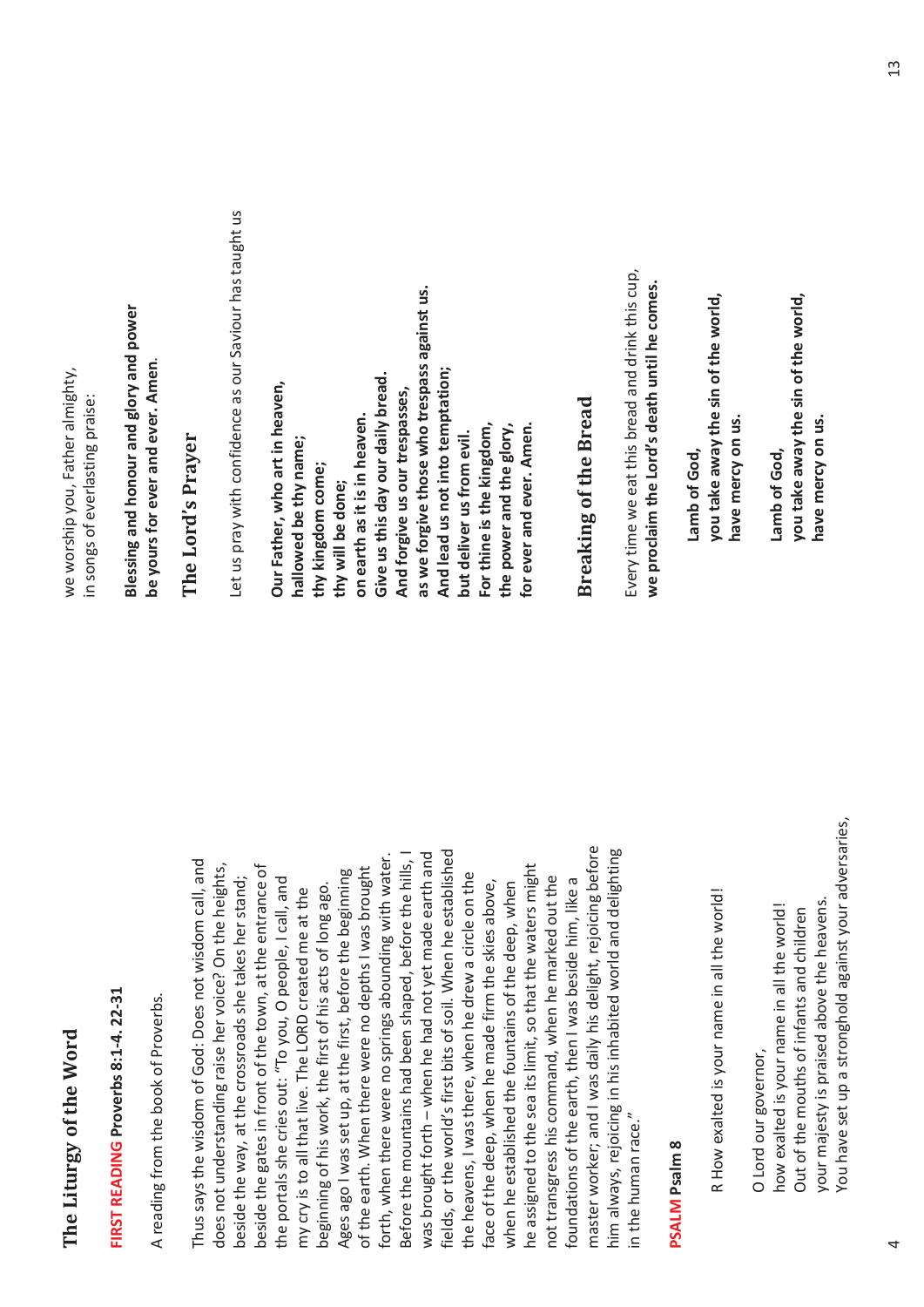## The Liturgy of the Word

**FIRST READING Proverbs 8:1-4. 22-31**

A reading from the book of Proverbs.

Thus says the wisdom of God: Does not wisdom call, and does not understanding raise her voice? On the heights, beside the way, at the crossroads she takes her stand; beside the gates in front of the town, at the entrance of the portals she cries out: "To you, O people, I call, and my cry is to all that live. The LORD created me at the beginning of his work, the first of his acts of long ago. Ages ago I was set up, at the first, before the beginning of the earth. When there were no depths I was brought forth, when there were no springs abounding with water. Before the mountains had been shaped, before the hills, I was brought forth – when he had not yet made earth and fields, or the world's first bits of soil. When he established the heavens, I was there, when he drew a circle on the face of the deep, when he made firm the skies above, when he established the fountains of the deep, when he assigned to the sea its limit, so that the waters might not transgress his command, when he marked out the foundations of the earth, then I was beside him, like a master worker; and I was daily his delight, rejoicing before him always, rejoicing in his inhabited world and delighting in the human race."

**PSALM Psalm 8**

R How exalted is your name in all the world!

O Lord our governor,
how exalted is your name in all the world!
Out of the mouths of infants and children
your majesty is praised above the heavens.
You have set up a stronghold against your adversaries,

we worship you, Father almighty,
in songs of everlasting praise:

**Blessing and honour and glory and power**
**be yours for ever and ever. Amen.**

## The Lord's Prayer

Let us pray with confidence as our Saviour has taught us

**Our Father, who art in heaven,**
**hallowed be thy name;**
**thy kingdom come;**
**thy will be done;**
**on earth as it is in heaven.**
**Give us this day our daily bread.**
**And forgive us our trespasses,**
**as we forgive those who trespass against us.**
**And lead us not into temptation;**
**but deliver us from evil.**
**For thine is the kingdom,**
**the power and the glory,**
**for ever and ever. Amen.**

## Breaking of the Bread

Every time we eat this bread and drink this cup,
**we proclaim the Lord's death until he comes.**

**Lamb of God,**
**you take away the sin of the world,**
**have mercy on us.**

**Lamb of God,**
**you take away the sin of the world,**
**have mercy on us.**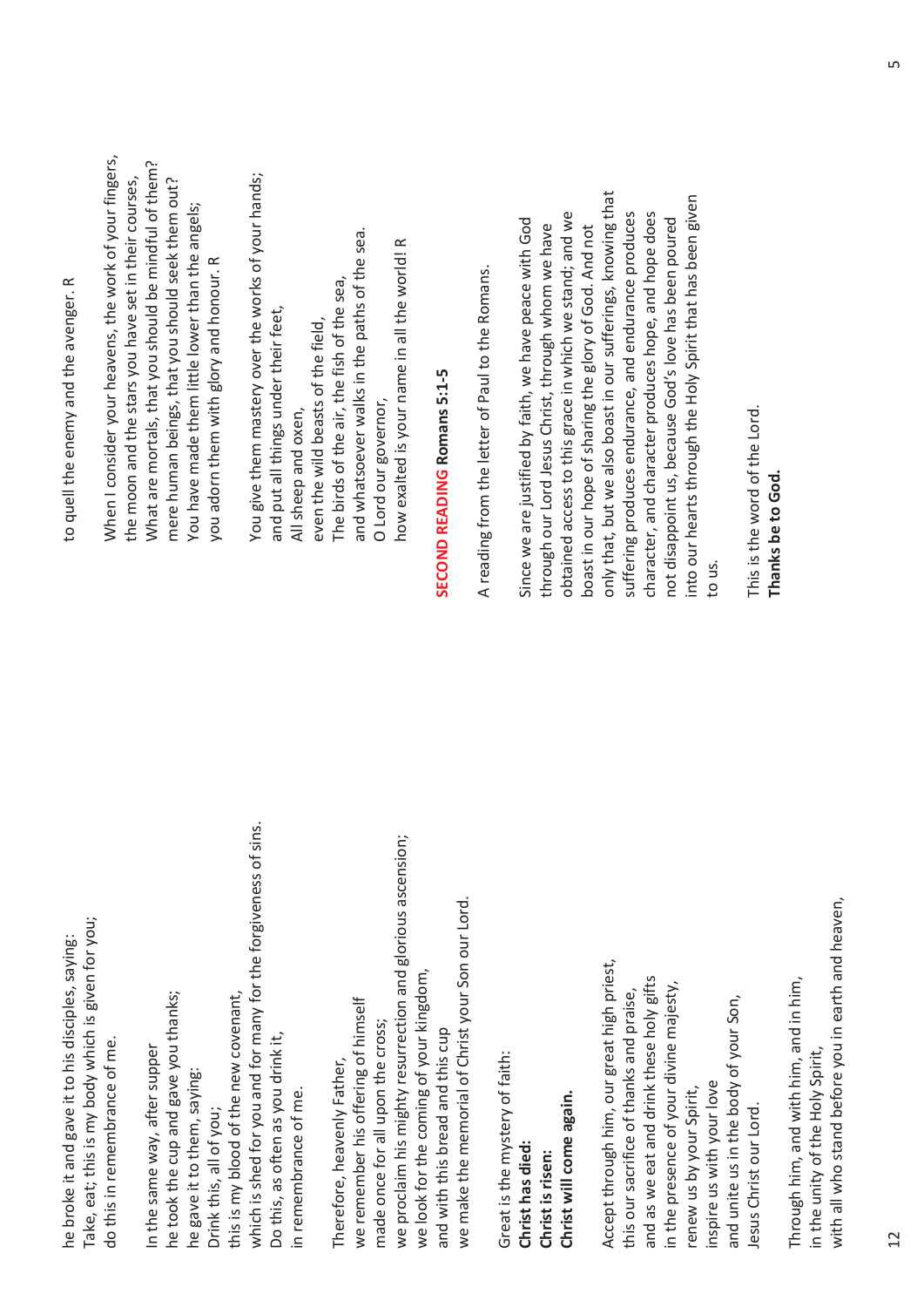he broke it and gave it to his disciples, saying:
Take, eat; this is my body which is given for you;
do this in remembrance of me.

In the same way, after supper
he took the cup and gave you thanks;
he gave it to them, saying:
Drink this, all of you;
this is my blood of the new covenant,
which is shed for you and for many for the forgiveness of sins.
Do this, as often as you drink it,
in remembrance of me.

Therefore, heavenly Father,
we remember his offering of himself
made once for all upon the cross;
we proclaim his mighty resurrection and glorious ascension;
we look for the coming of your kingdom,
and with this bread and this cup
we make the memorial of Christ your Son our Lord.

Great is the mystery of faith:
**Christ has died:**
**Christ is risen:**
**Christ will come again.**

Accept through him, our great high priest,
this our sacrifice of thanks and praise,
and as we eat and drink these holy gifts
in the presence of your divine majesty,
renew us by your Spirit,
inspire us with your love
and unite us in the body of your Son,
Jesus Christ our Lord.

Through him, and with him, and in him,
in the unity of the Holy Spirit,
with all who stand before you in earth and heaven,

to quell the enemy and the avenger. R

When I consider your heavens, the work of your fingers,
the moon and the stars you have set in their courses,
What are mortals, that you should be mindful of them?
mere human beings, that you should seek them out?
You have made them little lower than the angels;
you adorn them with glory and honour. R

You give them mastery over the works of your hands;
and put all things under their feet,
All sheep and oxen,
even the wild beasts of the field,
The birds of the air, the fish of the sea,
and whatsoever walks in the paths of the sea.
O Lord our governor,
how exalted is your name in all the world! R

**SECOND READING Romans 5:1-5**

A reading from the letter of Paul to the Romans.

Since we are justified by faith, we have peace with God through our Lord Jesus Christ, through whom we have obtained access to this grace in which we stand; and we boast in our hope of sharing the glory of God. And not only that, but we also boast in our sufferings, knowing that suffering produces endurance, and endurance produces character, and character produces hope, and hope does not disappoint us, because God's love has been poured into our hearts through the Holy Spirit that has been given to us.

This is the word of the Lord.
**Thanks be to God.**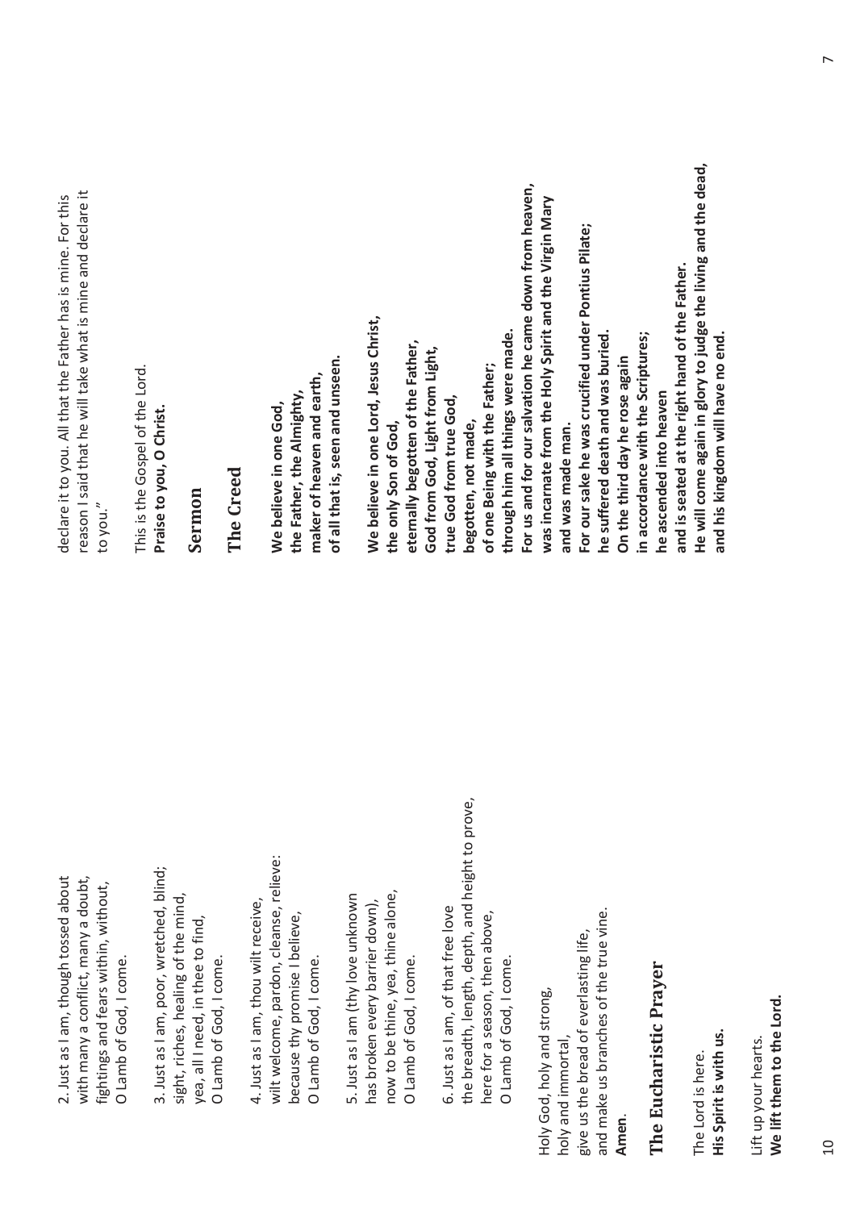2. Just as I am, though tossed about
with many a conflict, many a doubt,
fightings and fears within, without,
O Lamb of God, I come.

3. Just as I am, poor, wretched, blind;
sight, riches, healing of the mind,
yea, all I need, in thee to find,
O Lamb of God, I come.

4. Just as I am, thou wilt receive,
wilt welcome, pardon, cleanse, relieve:
because thy promise I believe,
O Lamb of God, I come.

5. Just as I am (thy love unknown
has broken every barrier down),
now to be thine, yea, thine alone,
O Lamb of God, I come.

6. Just as I am, of that free love
the breadth, length, depth, and height to prove,
here for a season, then above,
O Lamb of God, I come.

Holy God, holy and strong,
holy and immortal,
give us the bread of everlasting life,
and make us branches of the true vine.
**Amen.**

## The Eucharistic Prayer

The Lord is here.
**His Spirit is with us.**

Lift up your hearts.
**We lift them to the Lord.**

declare it to you. All that the Father has is mine. For this reason I said that he will take what is mine and declare it to you."

This is the Gospel of the Lord.
**Praise to you, O Christ.**

## Sermon

## The Creed

**We believe in one God,
the Father, the Almighty,
maker of heaven and earth,
of all that is, seen and unseen.**

**We believe in one Lord, Jesus Christ,
the only Son of God,
eternally begotten of the Father,
God from God, Light from Light,
true God from true God,
begotten, not made,
of one Being with the Father;
through him all things were made.
For us and for our salvation he came down from heaven,
was incarnate from the Holy Spirit and the Virgin Mary
and was made man.
For our sake he was crucified under Pontius Pilate;
he suffered death and was buried.
On the third day he rose again
in accordance with the Scriptures;
he ascended into heaven
and is seated at the right hand of the Father.
He will come again in glory to judge the living and the dead,
and his kingdom will have no end.**